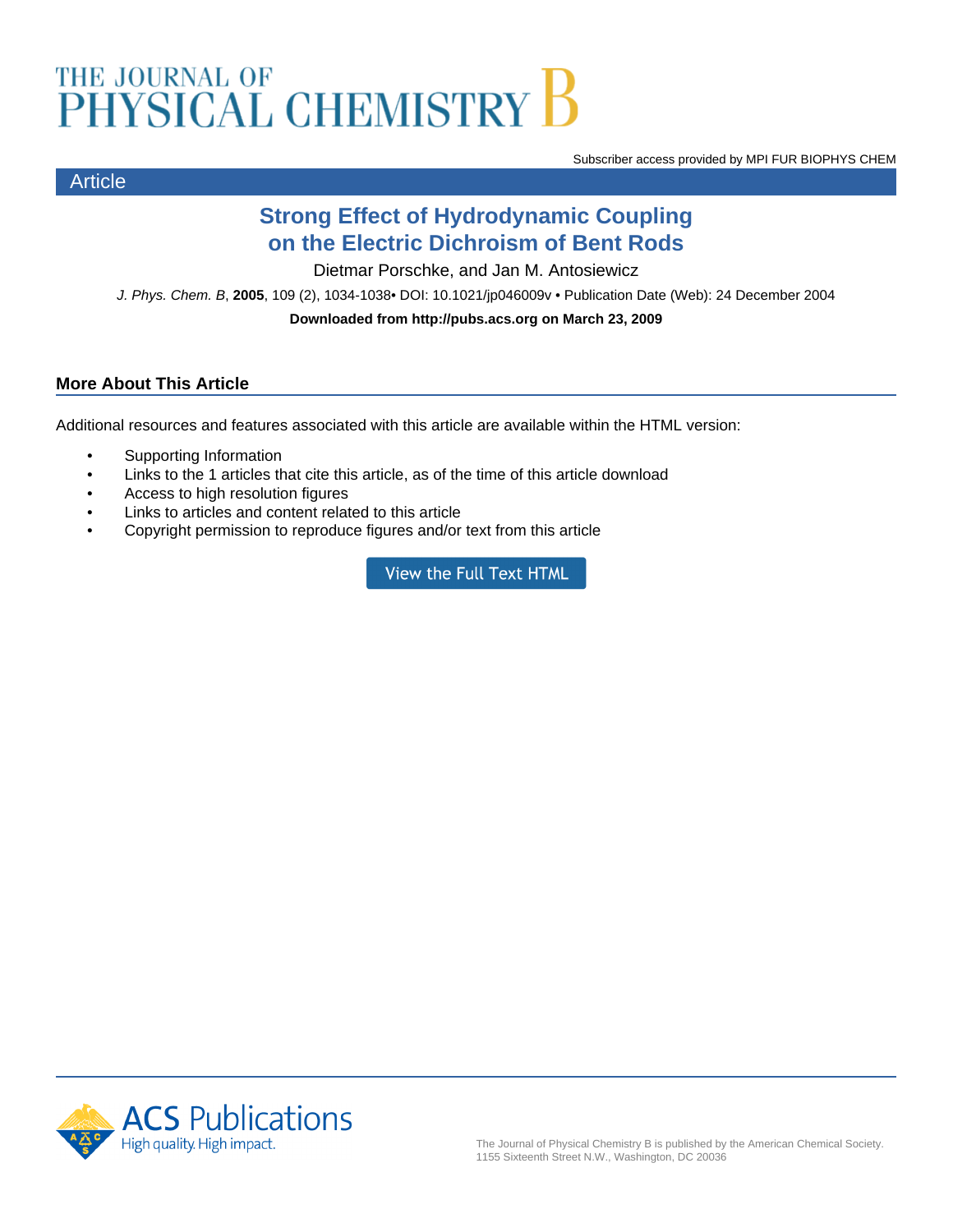# THE JOURNAL OF PHYSICAL CHEMISTRY B

Subscriber access provided by MPI FUR BIOPHYS CHEM

Article

## Strong Effect of Hydrodynamic Coupling on the Electric Dichroism of Bent Rods

Dietmar Porschke, and Jan M. Antosiewicz

*J. Phys. Chem. B*, **2005**, 109 (2), 1034-1038• DOI: 10.1021/jp046009v • Publication Date (Web): 24 December 2004

**Downloaded from http://pubs.acs.org on March 23, 2009**

### More About This Article

Additional resources and features associated with this article are available within the HTML version:

- Supporting Information
- Links to the 1 articles that cite this article, as of the time of this article download
- Access to high resolution figures
- Links to articles and content related to this article
- Copyright permission to reproduce figures and/or text from this article

View the Full Text HTML

ACS Publications
High quality. High impact.

The Journal of Physical Chemistry B is published by the American Chemical Society. 1155 Sixteenth Street N.W., Washington, DC 20036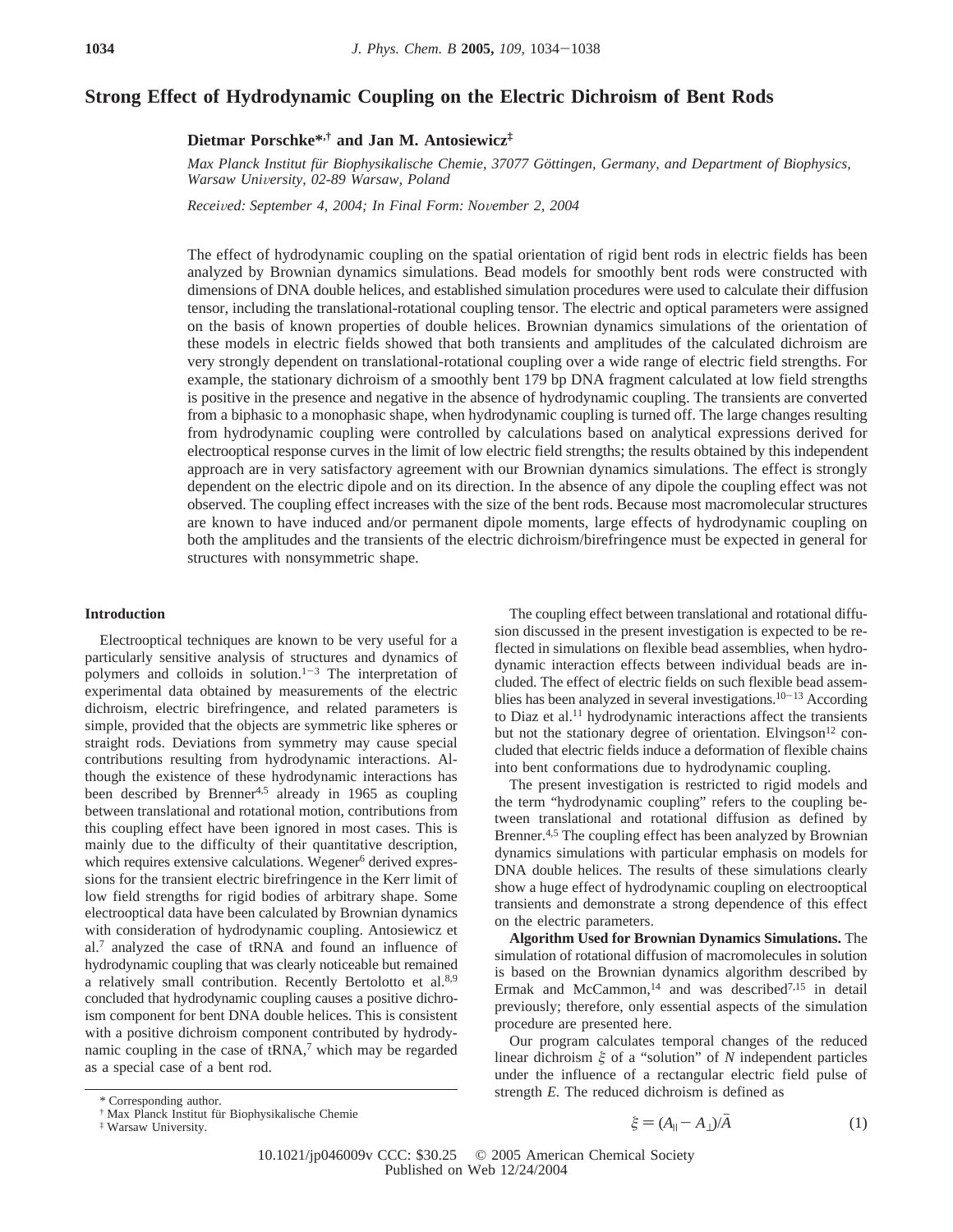# Strong Effect of Hydrodynamic Coupling on the Electric Dichroism of Bent Rods

**Dietmar Porschke*[,†] and Jan M. Antosiewicz[‡]**

*Max Planck Institut für Biophysikalische Chemie, 37077 Göttingen, Germany, and Department of Biophysics, Warsaw University, 02-89 Warsaw, Poland*

*Received: September 4, 2004; In Final Form: November 2, 2004*

The effect of hydrodynamic coupling on the spatial orientation of rigid bent rods in electric fields has been analyzed by Brownian dynamics simulations. Bead models for smoothly bent rods were constructed with dimensions of DNA double helices, and established simulation procedures were used to calculate their diffusion tensor, including the translational-rotational coupling tensor. The electric and optical parameters were assigned on the basis of known properties of double helices. Brownian dynamics simulations of the orientation of these models in electric fields showed that both transients and amplitudes of the calculated dichroism are very strongly dependent on translational-rotational coupling over a wide range of electric field strengths. For example, the stationary dichroism of a smoothly bent 179 bp DNA fragment calculated at low field strengths is positive in the presence and negative in the absence of hydrodynamic coupling. The transients are converted from a biphasic to a monophasic shape, when hydrodynamic coupling is turned off. The large changes resulting from hydrodynamic coupling were controlled by calculations based on analytical expressions derived for electrooptical response curves in the limit of low electric field strengths; the results obtained by this independent approach are in very satisfactory agreement with our Brownian dynamics simulations. The effect is strongly dependent on the electric dipole and on its direction. In the absence of any dipole the coupling effect was not observed. The coupling effect increases with the size of the bent rods. Because most macromolecular structures are known to have induced and/or permanent dipole moments, large effects of hydrodynamic coupling on both the amplitudes and the transients of the electric dichroism/birefringence must be expected in general for structures with nonsymmetric shape.

## Introduction

Electrooptical techniques are known to be very useful for a particularly sensitive analysis of structures and dynamics of polymers and colloids in solution.[1−3] The interpretation of experimental data obtained by measurements of the electric dichroism, electric birefringence, and related parameters is simple, provided that the objects are symmetric like spheres or straight rods. Deviations from symmetry may cause special contributions resulting from hydrodynamic interactions. Although the existence of these hydrodynamic interactions has been described by Brenner[4,5] already in 1965 as coupling between translational and rotational motion, contributions from this coupling effect have been ignored in most cases. This is mainly due to the difficulty of their quantitative description, which requires extensive calculations. Wegener[6] derived expressions for the transient electric birefringence in the Kerr limit of low field strengths for rigid bodies of arbitrary shape. Some electrooptical data have been calculated by Brownian dynamics with consideration of hydrodynamic coupling. Antosiewicz et al.[7] analyzed the case of tRNA and found an influence of hydrodynamic coupling that was clearly noticeable but remained a relatively small contribution. Recently Bertolotto et al.[8,9] concluded that hydrodynamic coupling causes a positive dichroism component for bent DNA double helices. This is consistent with a positive dichroism component contributed by hydrodynamic coupling in the case of tRNA,[7] which may be regarded as a special case of a bent rod.

The coupling effect between translational and rotational diffusion discussed in the present investigation is expected to be reflected in simulations on flexible bead assemblies, when hydrodynamic interaction effects between individual beads are included. The effect of electric fields on such flexible bead assemblies has been analyzed in several investigations.[10−13] According to Diaz et al.[11] hydrodynamic interactions affect the transients but not the stationary degree of orientation. Elvingson[12] concluded that electric fields induce a deformation of flexible chains into bent conformations due to hydrodynamic coupling.

The present investigation is restricted to rigid models and the term "hydrodynamic coupling" refers to the coupling between translational and rotational diffusion as defined by Brenner.[4,5] The coupling effect has been analyzed by Brownian dynamics simulations with particular emphasis on models for DNA double helices. The results of these simulations clearly show a huge effect of hydrodynamic coupling on electrooptical transients and demonstrate a strong dependence of this effect on the electric parameters.

**Algorithm Used for Brownian Dynamics Simulations.** The simulation of rotational diffusion of macromolecules in solution is based on the Brownian dynamics algorithm described by Ermak and McCammon,[14] and was described[7,15] in detail previously; therefore, only essential aspects of the simulation procedure are presented here.

Our program calculates temporal changes of the reduced linear dichroism $\xi$ of a "solution" of $N$ independent particles under the influence of a rectangular electric field pulse of strength $E$. The reduced dichroism is defined as

$$\xi = (A_{\parallel} - A_{\perp})/\bar{A} \tag{1}$$

\* Corresponding author.

† Max Planck Institut für Biophysikalische Chemie

‡ Warsaw University.

10.1021/jp046009v CCC: $30.25 © 2005 American Chemical Society
Published on Web 12/24/2004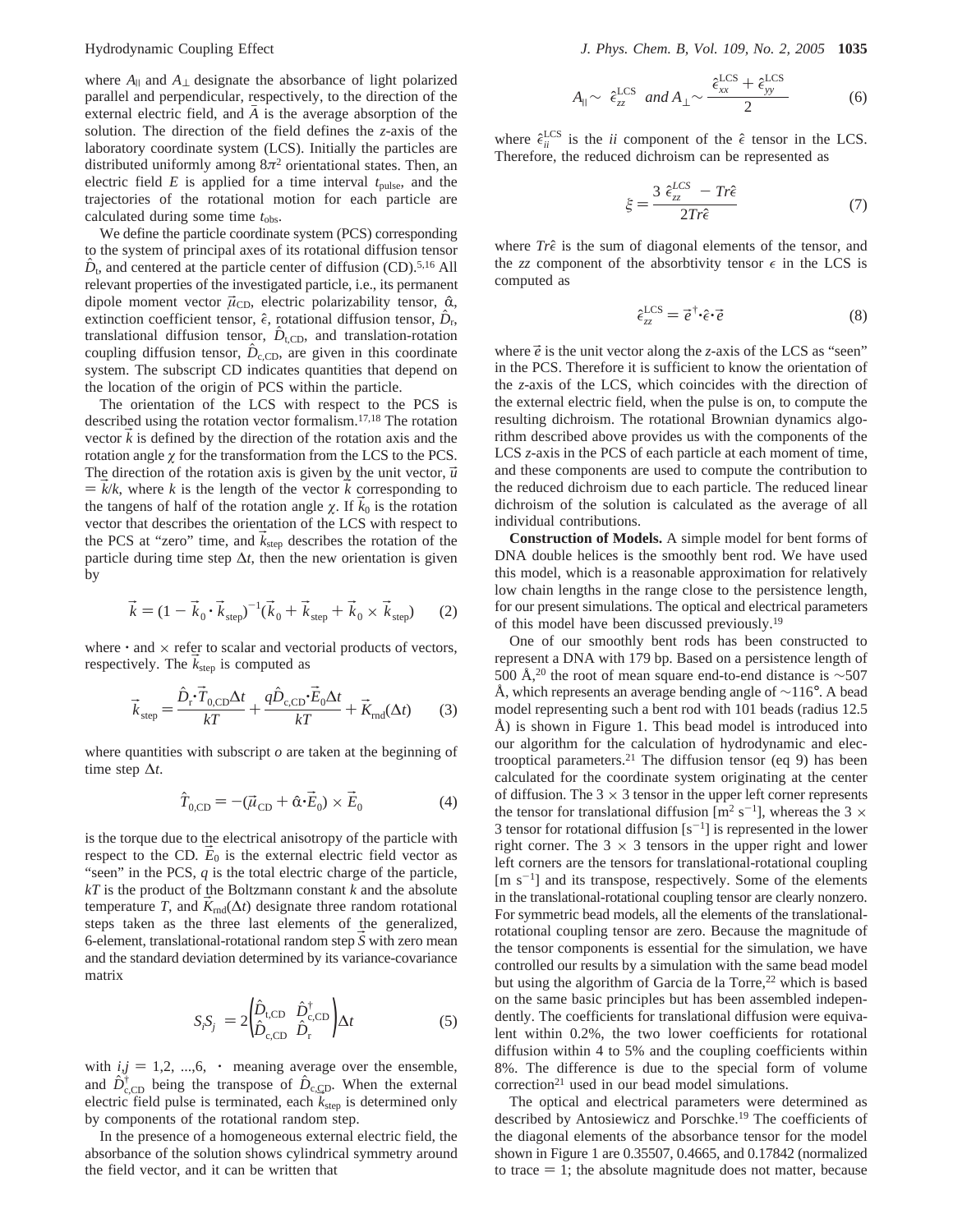where $A_{\|}$ and $A_{\perp}$ designate the absorbance of light polarized parallel and perpendicular, respectively, to the direction of the external electric field, and $\bar{A}$ is the average absorption of the solution. The direction of the field defines the $z$-axis of the laboratory coordinate system (LCS). Initially the particles are distributed uniformly among $8\pi^2$ orientational states. Then, an electric field $E$ is applied for a time interval $t_{\rm pulse}$, and the trajectories of the rotational motion for each particle are calculated during some time $t_{\rm obs}$.

We define the particle coordinate system (PCS) corresponding to the system of principal axes of its rotational diffusion tensor $\hat{D}_{\rm r}$, and centered at the particle center of diffusion (CD).[5,16] All relevant properties of the investigated particle, i.e., its permanent dipole moment vector $\vec{\mu}_{\rm CD}$, electric polarizability tensor, $\hat{\alpha}$, extinction coefficient tensor, $\hat{\epsilon}$, rotational diffusion tensor, $\hat{D}_{\rm r}$, translational diffusion tensor, $\hat{D}_{\rm t,CD}$, and translation-rotation coupling diffusion tensor, $\hat{D}_{\rm c,CD}$, are given in this coordinate system. The subscript CD indicates quantities that depend on the location of the origin of PCS within the particle.

The orientation of the LCS with respect to the PCS is described using the rotation vector formalism.[17,18] The rotation vector $\vec{k}$ is defined by the direction of the rotation axis and the rotation angle $\chi$ for the transformation from the LCS to the PCS. The direction of the rotation axis is given by the unit vector, $\vec{u} = \vec{k}/k$, where $k$ is the length of the vector $\vec{k}$ corresponding to the tangens of half of the rotation angle $\chi$. If $\vec{k}_0$ is the rotation vector that describes the orientation of the LCS with respect to the PCS at "zero" time, and $\vec{k}_{\rm step}$ describes the rotation of the particle during time step $\Delta t$, then the new orientation is given by

$$\vec{k} = (1 - \vec{k}_0 \cdot \vec{k}_{\rm step})^{-1}(\vec{k}_0 + \vec{k}_{\rm step} + \vec{k}_0 \times \vec{k}_{\rm step}) \qquad (2)$$

where $\cdot$ and $\times$ refer to scalar and vectorial products of vectors, respectively. The $\vec{k}_{\rm step}$ is computed as

$$\vec{k}_{\rm step} = \frac{\hat{D}_{\rm r}\cdot\vec{T}_{0,\rm CD}\Delta t}{kT} + \frac{q\hat{D}_{\rm c,CD}\cdot\vec{E}_0\Delta t}{kT} + \vec{K}_{\rm rnd}(\Delta t) \qquad (3)$$

where quantities with subscript $o$ are taken at the beginning of time step $\Delta t$.

$$\hat{T}_{0,\rm CD} = -(\vec{\mu}_{\rm CD} + \hat{\alpha}\cdot\vec{E}_0) \times \vec{E}_0 \qquad (4)$$

is the torque due to the electrical anisotropy of the particle with respect to the CD. $\vec{E}_0$ is the external electric field vector as "seen" in the PCS, $q$ is the total electric charge of the particle, $kT$ is the product of the Boltzmann constant $k$ and the absolute temperature $T$, and $\vec{K}_{\rm rnd}(\Delta t)$ designate three random rotational steps taken as the three last elements of the generalized, 6-element, translational-rotational random step $\vec{S}$ with zero mean and the standard deviation determined by its variance-covariance matrix

$$\overline{S_i S_j} = 2\begin{pmatrix}\hat{D}_{\rm t,CD} & \hat{D}^{\dagger}_{\rm c,CD}\\ \hat{D}_{\rm c,CD} & \hat{D}_{\rm r}\end{pmatrix}\Delta t \qquad (5)$$

with $i,j = 1,2, ...,6$, $\cdot$ meaning average over the ensemble, and $\hat{D}^{\dagger}_{\rm c,CD}$ being the transpose of $\hat{D}_{\rm c,CD}$. When the external electric field pulse is terminated, each $\vec{k}_{\rm step}$ is determined only by components of the rotational random step.

In the presence of a homogeneous external electric field, the absorbance of the solution shows cylindrical symmetry around the field vector, and it can be written that

$$A_{\|} \sim \hat{\epsilon}^{\rm LCS}_{zz} \ \ and\ A_{\perp} \sim \frac{\hat{\epsilon}^{\rm LCS}_{xx} + \hat{\epsilon}^{\rm LCS}_{yy}}{2} \qquad (6)$$

where $\hat{\epsilon}^{\rm LCS}_{ii}$ is the $ii$ component of the $\hat{\epsilon}$ tensor in the LCS. Therefore, the reduced dichroism can be represented as

$$\xi = \frac{3\ \hat{\epsilon}^{LCS}_{zz} - Tr\hat{\epsilon}}{2Tr\hat{\epsilon}} \qquad (7)$$

where $Tr\hat{\epsilon}$ is the sum of diagonal elements of the tensor, and the $zz$ component of the absorbtivity tensor $\epsilon$ in the LCS is computed as

$$\hat{\epsilon}^{\rm LCS}_{zz} = \vec{e}^{\,\dagger}\cdot\hat{\epsilon}\cdot\vec{e} \qquad (8)$$

where $\vec{e}$ is the unit vector along the $z$-axis of the LCS as "seen" in the PCS. Therefore it is sufficient to know the orientation of the $z$-axis of the LCS, which coincides with the direction of the external electric field, when the pulse is on, to compute the resulting dichroism. The rotational Brownian dynamics algorithm described above provides us with the components of the LCS $z$-axis in the PCS of each particle at each moment of time, and these components are used to compute the contribution to the reduced dichroism due to each particle. The reduced linear dichroism of the solution is calculated as the average of all individual contributions.

**Construction of Models.** A simple model for bent forms of DNA double helices is the smoothly bent rod. We have used this model, which is a reasonable approximation for relatively low chain lengths in the range close to the persistence length, for our present simulations. The optical and electrical parameters of this model have been discussed previously.[19]

One of our smoothly bent rods has been constructed to represent a DNA with 179 bp. Based on a persistence length of 500 Å,[20] the root of mean square end-to-end distance is ~507 Å, which represents an average bending angle of ~116°. A bead model representing such a bent rod with 101 beads (radius 12.5 Å) is shown in Figure 1. This bead model is introduced into our algorithm for the calculation of hydrodynamic and electrooptical parameters.[21] The diffusion tensor (eq 9) has been calculated for the coordinate system originating at the center of diffusion. The 3 × 3 tensor in the upper left corner represents the tensor for translational diffusion [$m^2\ s^{-1}$], whereas the 3 × 3 tensor for rotational diffusion [$s^{-1}$] is represented in the lower right corner. The 3 × 3 tensors in the upper right and lower left corners are the tensors for translational-rotational coupling [$m\ s^{-1}$] and its transpose, respectively. Some of the elements in the translational-rotational coupling tensor are clearly nonzero. For symmetric bead models, all the elements of the translational-rotational coupling tensor are zero. Because the magnitude of the tensor components is essential for the simulation, we have controlled our results by a simulation with the same bead model but using the algorithm of Garcia de la Torre,[22] which is based on the same basic principles but has been assembled independently. The coefficients for translational diffusion were equivalent within 0.2%, the two lower coefficients for rotational diffusion within 4 to 5% and the coupling coefficients within 8%. The difference is due to the special form of volume correction[21] used in our bead model simulations.

The optical and electrical parameters were determined as described by Antosiewicz and Porschke.[19] The coefficients of the diagonal elements of the absorbance tensor for the model shown in Figure 1 are 0.35507, 0.4665, and 0.17842 (normalized to trace = 1; the absolute magnitude does not matter, because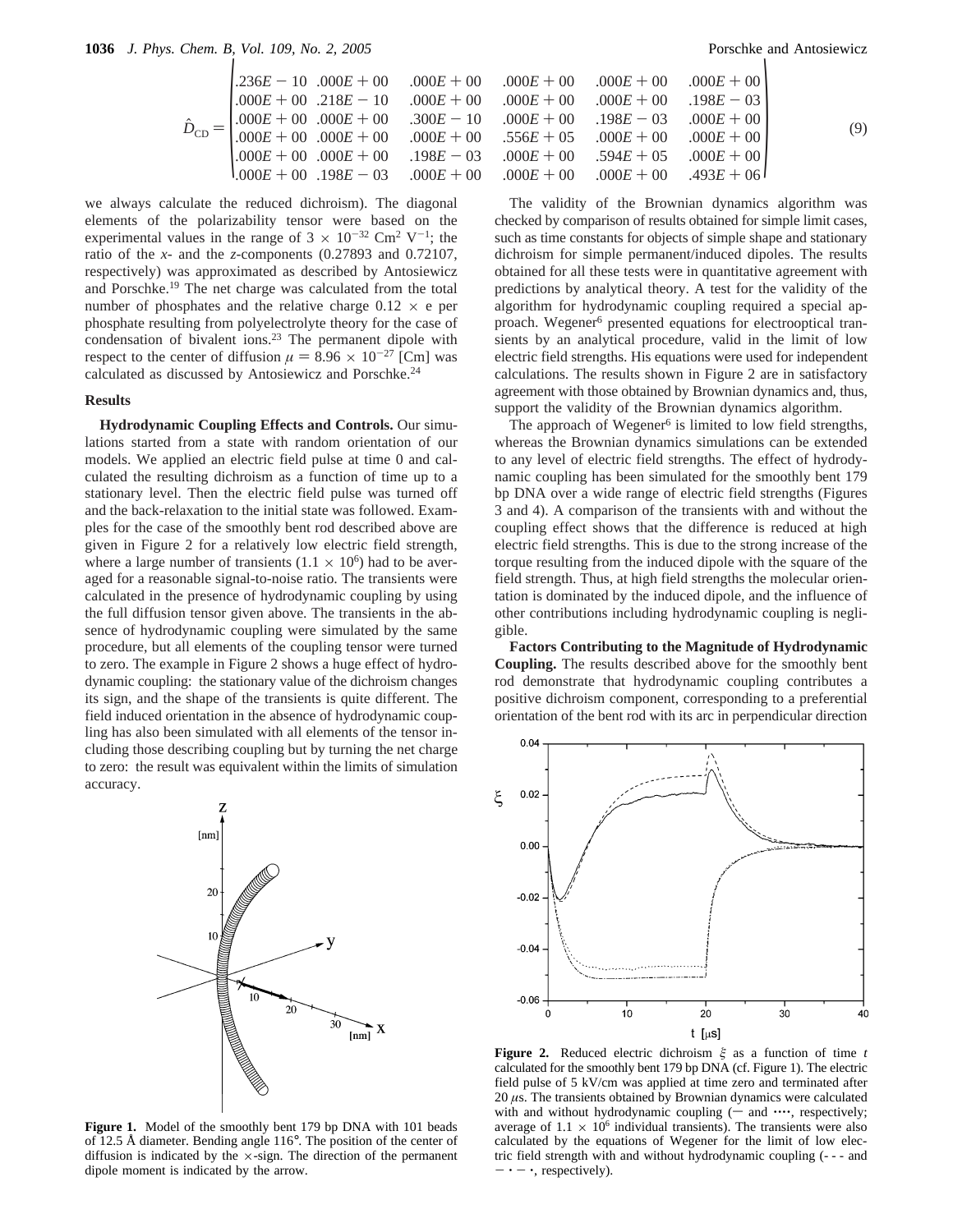$$\hat{D}_{CD} = \begin{vmatrix} .236E-10 & .000E+00 & .000E+00 & .000E+00 & .000E+00 & .000E+00 \\ .000E+00 & .218E-10 & .000E+00 & .000E+00 & .000E+00 & .198E-03 \\ .000E+00 & .000E+00 & .300E-10 & .000E+00 & .198E-03 & .000E+00 \\ .000E+00 & .000E+00 & .000E+00 & .556E+05 & .000E+00 & .000E+00 \\ .000E+00 & .000E+00 & .198E-03 & .000E+00 & .594E+05 & .000E+00 \\ .000E+00 & .198E-03 & .000E+00 & .000E+00 & .000E+00 & .493E+06 \end{vmatrix} \tag{9}$$

we always calculate the reduced dichroism). The diagonal elements of the polarizability tensor were based on the experimental values in the range of $3 \times 10^{-32}$ Cm$^2$ V$^{-1}$; the ratio of the $x$- and the $z$-components (0.27893 and 0.72107, respectively) was approximated as described by Antosiewicz and Porschke.[19] The net charge was calculated from the total number of phosphates and the relative charge $0.12 \times e$ per phosphate resulting from polyelectrolyte theory for the case of condensation of bivalent ions.[23] The permanent dipole with respect to the center of diffusion $\mu = 8.96 \times 10^{-27}$ [Cm] was calculated as discussed by Antosiewicz and Porschke.[24]

## Results

**Hydrodynamic Coupling Effects and Controls.** Our simulations started from a state with random orientation of our models. We applied an electric field pulse at time 0 and calculated the resulting dichroism as a function of time up to a stationary level. Then the electric field pulse was turned off and the back-relaxation to the initial state was followed. Examples for the case of the smoothly bent rod described above are given in Figure 2 for a relatively low electric field strength, where a large number of transients ($1.1 \times 10^6$) had to be averaged for a reasonable signal-to-noise ratio. The transients were calculated in the presence of hydrodynamic coupling by using the full diffusion tensor given above. The transients in the absence of hydrodynamic coupling were simulated by the same procedure, but all elements of the coupling tensor were turned to zero. The example in Figure 2 shows a huge effect of hydrodynamic coupling: the stationary value of the dichroism changes its sign, and the shape of the transients is quite different. The field induced orientation in the absence of hydrodynamic coupling has also been simulated with all elements of the tensor including those describing coupling but by turning the net charge to zero: the result was equivalent within the limits of simulation accuracy.

**Figure 1.** Model of the smoothly bent 179 bp DNA with 101 beads of 12.5 Å diameter. Bending angle 116°. The position of the center of diffusion is indicated by the ×-sign. The direction of the permanent dipole moment is indicated by the arrow.

The validity of the Brownian dynamics algorithm was checked by comparison of results obtained for simple limit cases, such as time constants for objects of simple shape and stationary dichroism for simple permanent/induced dipoles. The results obtained for all these tests were in quantitative agreement with predictions by analytical theory. A test for the validity of the algorithm for hydrodynamic coupling required a special approach. Wegener[6] presented equations for electrooptical transients by an analytical procedure, valid in the limit of low electric field strengths. His equations were used for independent calculations. The results shown in Figure 2 are in satisfactory agreement with those obtained by Brownian dynamics and, thus, support the validity of the Brownian dynamics algorithm.

The approach of Wegener[6] is limited to low field strengths, whereas the Brownian dynamics simulations can be extended to any level of electric field strengths. The effect of hydrodynamic coupling has been simulated for the smoothly bent 179 bp DNA over a wide range of electric field strengths (Figures 3 and 4). A comparison of the transients with and without the coupling effect shows that the difference is reduced at high electric field strengths. This is due to the strong increase of the torque resulting from the induced dipole with the square of the field strength. Thus, at high field strengths the molecular orientation is dominated by the induced dipole, and the influence of other contributions including hydrodynamic coupling is negligible.

**Factors Contributing to the Magnitude of Hydrodynamic Coupling.** The results described above for the smoothly bent rod demonstrate that hydrodynamic coupling contributes a positive dichroism component, corresponding to a preferential orientation of the bent rod with its arc in perpendicular direction

**Figure 2.** Reduced electric dichroism $\xi$ as a function of time $t$ calculated for the smoothly bent 179 bp DNA (cf. Figure 1). The electric field pulse of 5 kV/cm was applied at time zero and terminated after 20 μs. The transients obtained by Brownian dynamics were calculated with and without hydrodynamic coupling (— and ····, respectively; average of $1.1 \times 10^6$ individual transients). The transients were also calculated by the equations of Wegener for the limit of low electric field strength with and without hydrodynamic coupling (- - - and — · — ·, respectively).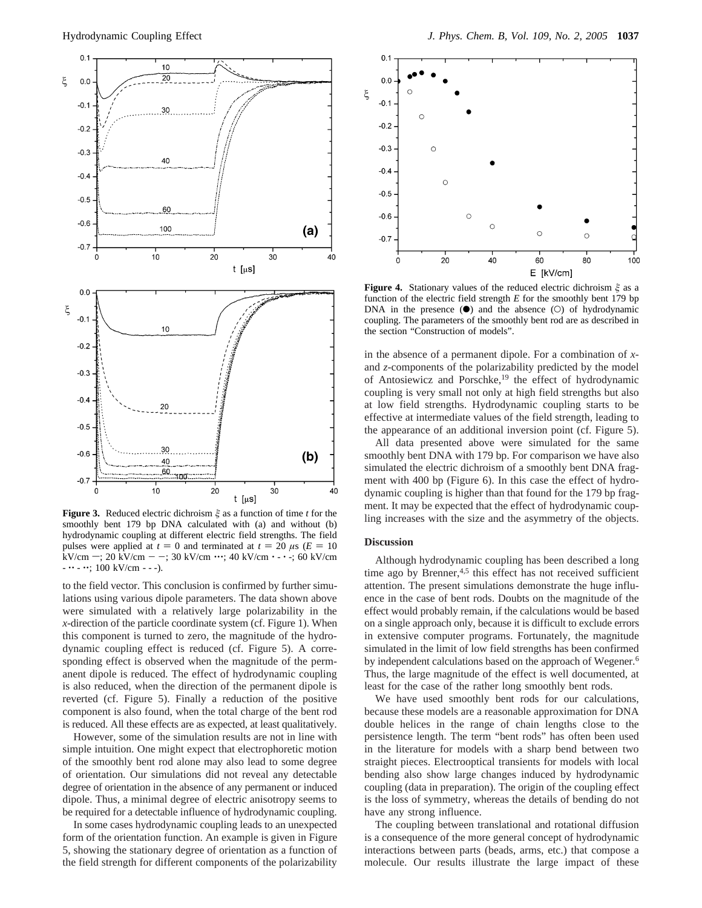**Figure 3.** Reduced electric dichroism $\xi$ as a function of time $t$ for the smoothly bent 179 bp DNA calculated with (a) and without (b) hydrodynamic coupling at different electric field strengths. The field pulses were applied at $t = 0$ and terminated at $t = 20$ $\mu$s ($E = 10$ kV/cm —; 20 kV/cm – –; 30 kV/cm ···; 40 kV/cm · - · -; 60 kV/cm - ·· - ··; 100 kV/cm - - -).

**Figure 4.** Stationary values of the reduced electric dichroism $\xi$ as a function of the electric field strength $E$ for the smoothly bent 179 bp DNA in the presence (●) and the absence (○) of hydrodynamic coupling. The parameters of the smoothly bent rod are as described in the section "Construction of models".

to the field vector. This conclusion is confirmed by further simulations using various dipole parameters. The data shown above were simulated with a relatively large polarizability in the $x$-direction of the particle coordinate system (cf. Figure 1). When this component is turned to zero, the magnitude of the hydrodynamic coupling effect is reduced (cf. Figure 5). A corresponding effect is observed when the magnitude of the permanent dipole is reduced. The effect of hydrodynamic coupling is also reduced, when the direction of the permanent dipole is reverted (cf. Figure 5). Finally a reduction of the positive component is also found, when the total charge of the bent rod is reduced. All these effects are as expected, at least qualitatively.

However, some of the simulation results are not in line with simple intuition. One might expect that electrophoretic motion of the smoothly bent rod alone may also lead to some degree of orientation. Our simulations did not reveal any detectable degree of orientation in the absence of any permanent or induced dipole. Thus, a minimal degree of electric anisotropy seems to be required for a detectable influence of hydrodynamic coupling.

In some cases hydrodynamic coupling leads to an unexpected form of the orientation function. An example is given in Figure 5, showing the stationary degree of orientation as a function of the field strength for different components of the polarizability in the absence of a permanent dipole. For a combination of $x$- and $z$-components of the polarizability predicted by the model of Antosiewicz and Porschke,[19] the effect of hydrodynamic coupling is very small not only at high field strengths but also at low field strengths. Hydrodynamic coupling starts to be effective at intermediate values of the field strength, leading to the appearance of an additional inversion point (cf. Figure 5).

All data presented above were simulated for the same smoothly bent DNA with 179 bp. For comparison we have also simulated the electric dichroism of a smoothly bent DNA fragment with 400 bp (Figure 6). In this case the effect of hydrodynamic coupling is higher than that found for the 179 bp fragment. It may be expected that the effect of hydrodynamic coupling increases with the size and the asymmetry of the objects.

## Discussion

Although hydrodynamic coupling has been described a long time ago by Brenner,[4,5] this effect has not received sufficient attention. The present simulations demonstrate the huge influence in the case of bent rods. Doubts on the magnitude of the effect would probably remain, if the calculations would be based on a single approach only, because it is difficult to exclude errors in extensive computer programs. Fortunately, the magnitude simulated in the limit of low field strengths has been confirmed by independent calculations based on the approach of Wegener.[6] Thus, the large magnitude of the effect is well documented, at least for the case of the rather long smoothly bent rods.

We have used smoothly bent rods for our calculations, because these models are a reasonable approximation for DNA double helices in the range of chain lengths close to the persistence length. The term "bent rods" has often been used in the literature for models with a sharp bend between two straight pieces. Electrooptical transients for models with local bending also show large changes induced by hydrodynamic coupling (data in preparation). The origin of the coupling effect is the loss of symmetry, whereas the details of bending do not have any strong influence.

The coupling between translational and rotational diffusion is a consequence of the more general concept of hydrodynamic interactions between parts (beads, arms, etc.) that compose a molecule. Our results illustrate the large impact of these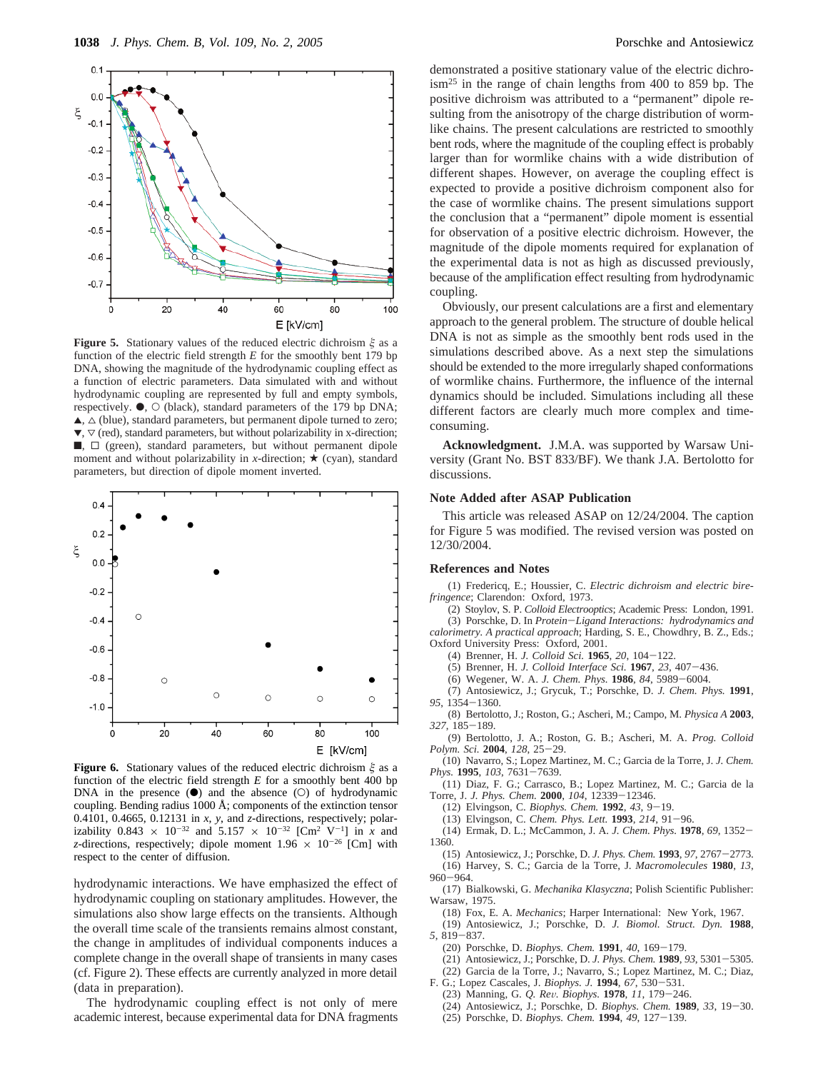0.1
0.0
-0.1
-0.2
-0.3
-0.4
-0.5
-0.6
-0.7
ξ
0
20
40
60
80
100
E [kV/cm]

**Figure 5.** Stationary values of the reduced electric dichroism $\xi$ as a function of the electric field strength $E$ for the smoothly bent 179 bp DNA, showing the magnitude of the hydrodynamic coupling effect as a function of electric parameters. Data simulated with and without hydrodynamic coupling are represented by full and empty symbols, respectively. ●, ○ (black), standard parameters of the 179 bp DNA; ▲, △ (blue), standard parameters, but permanent dipole turned to zero; ▼, ▽ (red), standard parameters, but without polarizability in x-direction; ■, □ (green), standard parameters, but without permanent dipole moment and without polarizability in *x*-direction; ★ (cyan), standard parameters, but direction of dipole moment inverted.

0.4
0.2
0.0
-0.2
-0.4
-0.6
-0.8
-1.0
ξ
0
20
40
60
80
100
E [kV/cm]

**Figure 6.** Stationary values of the reduced electric dichroism $\xi$ as a function of the electric field strength $E$ for a smoothly bent 400 bp DNA in the presence (●) and the absence (○) of hydrodynamic coupling. Bending radius 1000 Å; components of the extinction tensor 0.4101, 0.4665, 0.12131 in *x*, *y*, and *z*-directions, respectively; polarizability $0.843 \times 10^{-32}$ and $5.157 \times 10^{-32}$ [Cm$^2$ V$^{-1}$] in *x* and *z*-directions, respectively; dipole moment $1.96 \times 10^{-26}$ [Cm] with respect to the center of diffusion.

hydrodynamic interactions. We have emphasized the effect of hydrodynamic coupling on stationary amplitudes. However, the simulations also show large effects on the transients. Although the overall time scale of the transients remains almost constant, the change in amplitudes of individual components induces a complete change in the overall shape of transients in many cases (cf. Figure 2). These effects are currently analyzed in more detail (data in preparation).

The hydrodynamic coupling effect is not only of mere academic interest, because experimental data for DNA fragments demonstrated a positive stationary value of the electric dichroism[25] in the range of chain lengths from 400 to 859 bp. The positive dichroism was attributed to a "permanent" dipole resulting from the anisotropy of the charge distribution of wormlike chains. The present calculations are restricted to smoothly bent rods, where the magnitude of the coupling effect is probably larger than for wormlike chains with a wide distribution of different shapes. However, on average the coupling effect is expected to provide a positive dichroism component also for the case of wormlike chains. The present simulations support the conclusion that a "permanent" dipole moment is essential for observation of a positive electric dichroism. However, the magnitude of the dipole moments required for explanation of the experimental data is not as high as discussed previously, because of the amplification effect resulting from hydrodynamic coupling.

Obviously, our present calculations are a first and elementary approach to the general problem. The structure of double helical DNA is not as simple as the smoothly bent rods used in the simulations described above. As a next step the simulations should be extended to the more irregularly shaped conformations of wormlike chains. Furthermore, the influence of the internal dynamics should be included. Simulations including all these different factors are clearly much more complex and time-consuming.

**Acknowledgment.** J.M.A. was supported by Warsaw University (Grant No. BST 833/BF). We thank J.A. Bertolotto for discussions.

## Note Added after ASAP Publication

This article was released ASAP on 12/24/2004. The caption for Figure 5 was modified. The revised version was posted on 12/30/2004.

## References and Notes

(1) Fredericq, E.; Houssier, C. *Electric dichroism and electric birefringence*; Clarendon: Oxford, 1973.
(2) Stoylov, S. P. *Colloid Electrooptics*; Academic Press: London, 1991.
(3) Porschke, D. In *Protein–Ligand Interactions: hydrodynamics and calorimetry. A practical approach*; Harding, S. E., Chowdhry, B. Z., Eds.; Oxford University Press: Oxford, 2001.
(4) Brenner, H. *J. Colloid Sci.* **1965**, *20*, 104–122.
(5) Brenner, H. *J. Colloid Interface Sci.* **1967**, *23*, 407–436.
(6) Wegener, W. A. *J. Chem. Phys.* **1986**, *84*, 5989–6004.
(7) Antosiewicz, J.; Grycuk, T.; Porschke, D. *J. Chem. Phys.* **1991**, *95*, 1354–1360.
(8) Bertolotto, J.; Roston, G.; Ascheri, M.; Campo, M. *Physica A* **2003**, *327*, 185–189.
(9) Bertolotto, J. A.; Roston, G. B.; Ascheri, M. A. *Prog. Colloid Polym. Sci.* **2004**, *128*, 25–29.
(10) Navarro, S.; Lopez Martinez, M. C.; Garcia de la Torre, J. *J. Chem. Phys.* **1995**, *103*, 7631–7639.
(11) Diaz, F. G.; Carrasco, B.; Lopez Martinez, M. C.; Garcia de la Torre, J. *J. Phys. Chem.* **2000**, *104*, 12339–12346.
(12) Elvingson, C. *Biophys. Chem.* **1992**, *43*, 9–19.
(13) Elvingson, C. *Chem. Phys. Lett.* **1993**, *214*, 91–96.
(14) Ermak, D. L.; McCammon, J. A. *J. Chem. Phys.* **1978**, *69*, 1352–1360.
(15) Antosiewicz, J.; Porschke, D. *J. Phys. Chem.* **1993**, *97*, 2767–2773.
(16) Harvey, S. C.; Garcia de la Torre, J. *Macromolecules* **1980**, *13*, 960–964.
(17) Bialkowski, G. *Mechanika Klasyczna*; Polish Scientific Publisher: Warsaw, 1975.
(18) Fox, E. A. *Mechanics*; Harper International: New York, 1967.
(19) Antosiewicz, J.; Porschke, D. *J. Biomol. Struct. Dyn.* **1988**, *5*, 819–837.
(20) Porschke, D. *Biophys. Chem.* **1991**, *40*, 169–179.
(21) Antosiewicz, J.; Porschke, D. *J. Phys. Chem.* **1989**, *93*, 5301–5305.
(22) Garcia de la Torre, J.; Navarro, S.; Lopez Martinez, M. C.; Diaz, F. G.; Lopez Cascales, J. *Biophys. J.* **1994**, *67*, 530–531.
(23) Manning, G. *Q. Rev. Biophys.* **1978**, *11*, 179–246.
(24) Antosiewicz, J.; Porschke, D. *Biophys. Chem.* **1989**, *33*, 19–30.
(25) Porschke, D. *Biophys. Chem.* **1994**, *49*, 127–139.